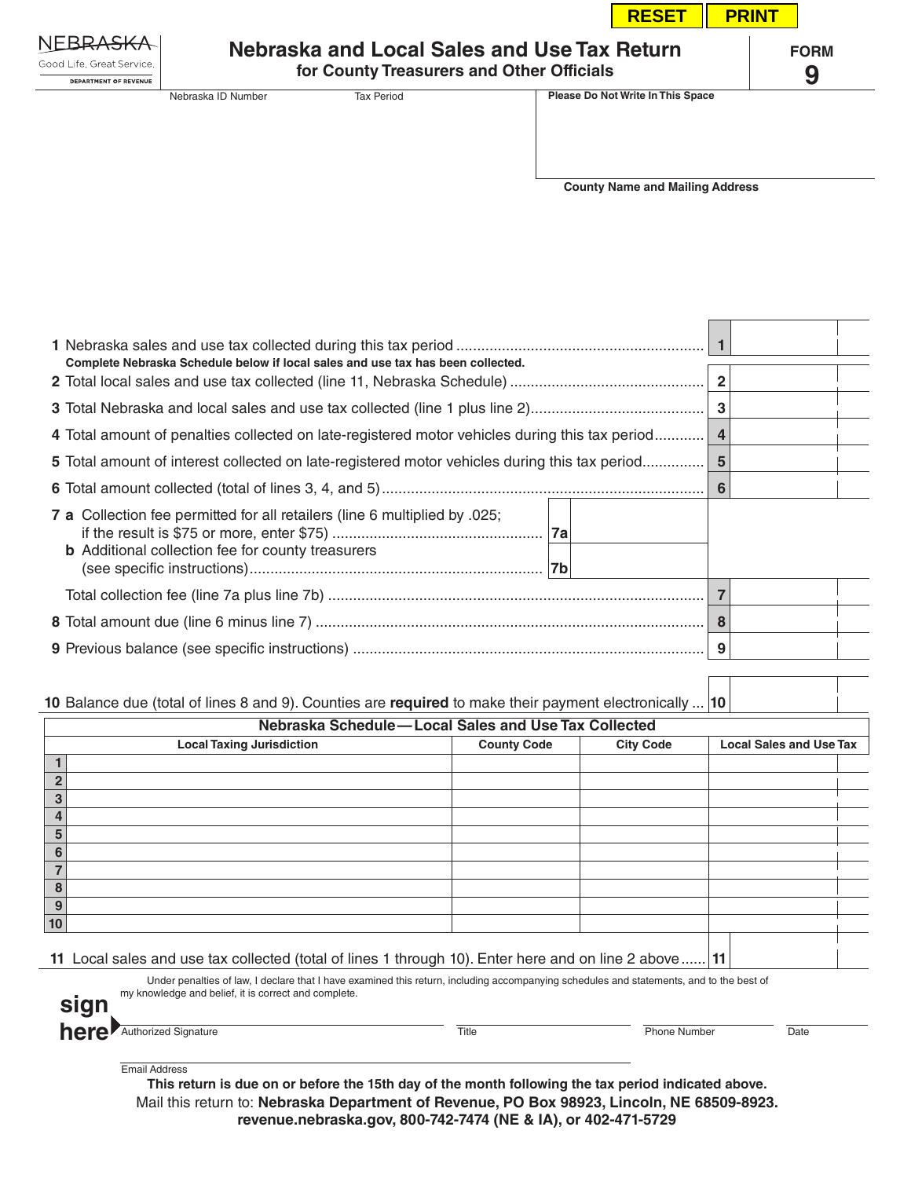RESET PRINT

NEBRASKA
Good Life. Great Service.
DEPARTMENT OF REVENUE

# Nebraska and Local Sales and Use Tax Return
## for County Treasurers and Other Officials

**FORM 9**

Nebraska ID Number | Tax Period

**Please Do Not Write In This Space**

**County Name and Mailing Address**

| Line | Description | Line | Amount |
|---|---|---|---|
| 1 | Nebraska sales and use tax collected during this tax period | 1 | |
| | **Complete Nebraska Schedule below if local sales and use tax has been collected.** | | |
| 2 | Total local sales and use tax collected (line 11, Nebraska Schedule) | 2 | |
| 3 | Total Nebraska and local sales and use tax collected (line 1 plus line 2) | 3 | |
| 4 | Total amount of penalties collected on late-registered motor vehicles during this tax period | 4 | |
| 5 | Total amount of interest collected on late-registered motor vehicles during this tax period | 5 | |
| 6 | Total amount collected (total of lines 3, 4, and 5) | 6 | |
| 7 a | Collection fee permitted for all retailers (line 6 multiplied by .025; if the result is $75 or more, enter $75) | 7a | |
| b | Additional collection fee for county treasurers (see specific instructions) | 7b | |
| | Total collection fee (line 7a plus line 7b) | 7 | |
| 8 | Total amount due (line 6 minus line 7) | 8 | |
| 9 | Previous balance (see specific instructions) | 9 | |
| 10 | Balance due (total of lines 8 and 9). Counties are **required** to make their payment electronically | 10 | |

**Nebraska Schedule — Local Sales and Use Tax Collected**

| | Local Taxing Jurisdiction | County Code | City Code | Local Sales and Use Tax |
|---|---|---|---|---|
| 1 | | | | |
| 2 | | | | |
| 3 | | | | |
| 4 | | | | |
| 5 | | | | |
| 6 | | | | |
| 7 | | | | |
| 8 | | | | |
| 9 | | | | |
| 10 | | | | |

11 Local sales and use tax collected (total of lines 1 through 10). Enter here and on line 2 above ...... 11

Under penalties of law, I declare that I have examined this return, including accompanying schedules and statements, and to the best of my knowledge and belief, it is correct and complete.

**sign here**

Authorized Signature | Title | Phone Number | Date

Email Address

**This return is due on or before the 15th day of the month following the tax period indicated above.**

Mail this return to: **Nebraska Department of Revenue, PO Box 98923, Lincoln, NE 68509-8923.**

**revenue.nebraska.gov, 800-742-7474 (NE & IA), or 402-471-5729**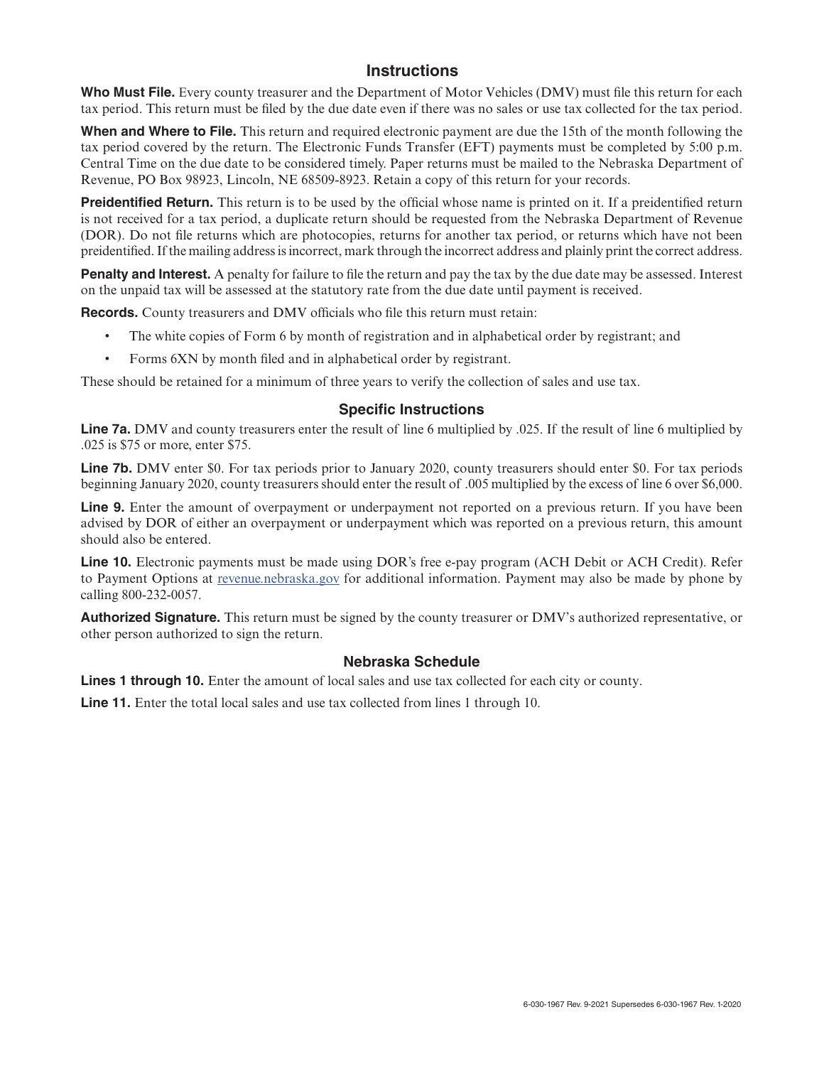## Instructions

**Who Must File.** Every county treasurer and the Department of Motor Vehicles (DMV) must file this return for each tax period. This return must be filed by the due date even if there was no sales or use tax collected for the tax period.

**When and Where to File.** This return and required electronic payment are due the 15th of the month following the tax period covered by the return. The Electronic Funds Transfer (EFT) payments must be completed by 5:00 p.m. Central Time on the due date to be considered timely. Paper returns must be mailed to the Nebraska Department of Revenue, PO Box 98923, Lincoln, NE 68509-8923. Retain a copy of this return for your records.

**Preidentified Return.** This return is to be used by the official whose name is printed on it. If a preidentified return is not received for a tax period, a duplicate return should be requested from the Nebraska Department of Revenue (DOR). Do not file returns which are photocopies, returns for another tax period, or returns which have not been preidentified. If the mailing address is incorrect, mark through the incorrect address and plainly print the correct address.

**Penalty and Interest.** A penalty for failure to file the return and pay the tax by the due date may be assessed. Interest on the unpaid tax will be assessed at the statutory rate from the due date until payment is received.

**Records.** County treasurers and DMV officials who file this return must retain:

- The white copies of Form 6 by month of registration and in alphabetical order by registrant; and
- Forms 6XN by month filed and in alphabetical order by registrant.

These should be retained for a minimum of three years to verify the collection of sales and use tax.

## Specific Instructions

**Line 7a.** DMV and county treasurers enter the result of line 6 multiplied by .025. If the result of line 6 multiplied by .025 is $75 or more, enter $75.

**Line 7b.** DMV enter $0. For tax periods prior to January 2020, county treasurers should enter $0. For tax periods beginning January 2020, county treasurers should enter the result of .005 multiplied by the excess of line 6 over $6,000.

**Line 9.** Enter the amount of overpayment or underpayment not reported on a previous return. If you have been advised by DOR of either an overpayment or underpayment which was reported on a previous return, this amount should also be entered.

**Line 10.** Electronic payments must be made using DOR's free e-pay program (ACH Debit or ACH Credit). Refer to Payment Options at revenue.nebraska.gov for additional information. Payment may also be made by phone by calling 800-232-0057.

**Authorized Signature.** This return must be signed by the county treasurer or DMV's authorized representative, or other person authorized to sign the return.

## Nebraska Schedule

**Lines 1 through 10.** Enter the amount of local sales and use tax collected for each city or county.

**Line 11.** Enter the total local sales and use tax collected from lines 1 through 10.

6-030-1967 Rev. 9-2021 Supersedes 6-030-1967 Rev. 1-2020